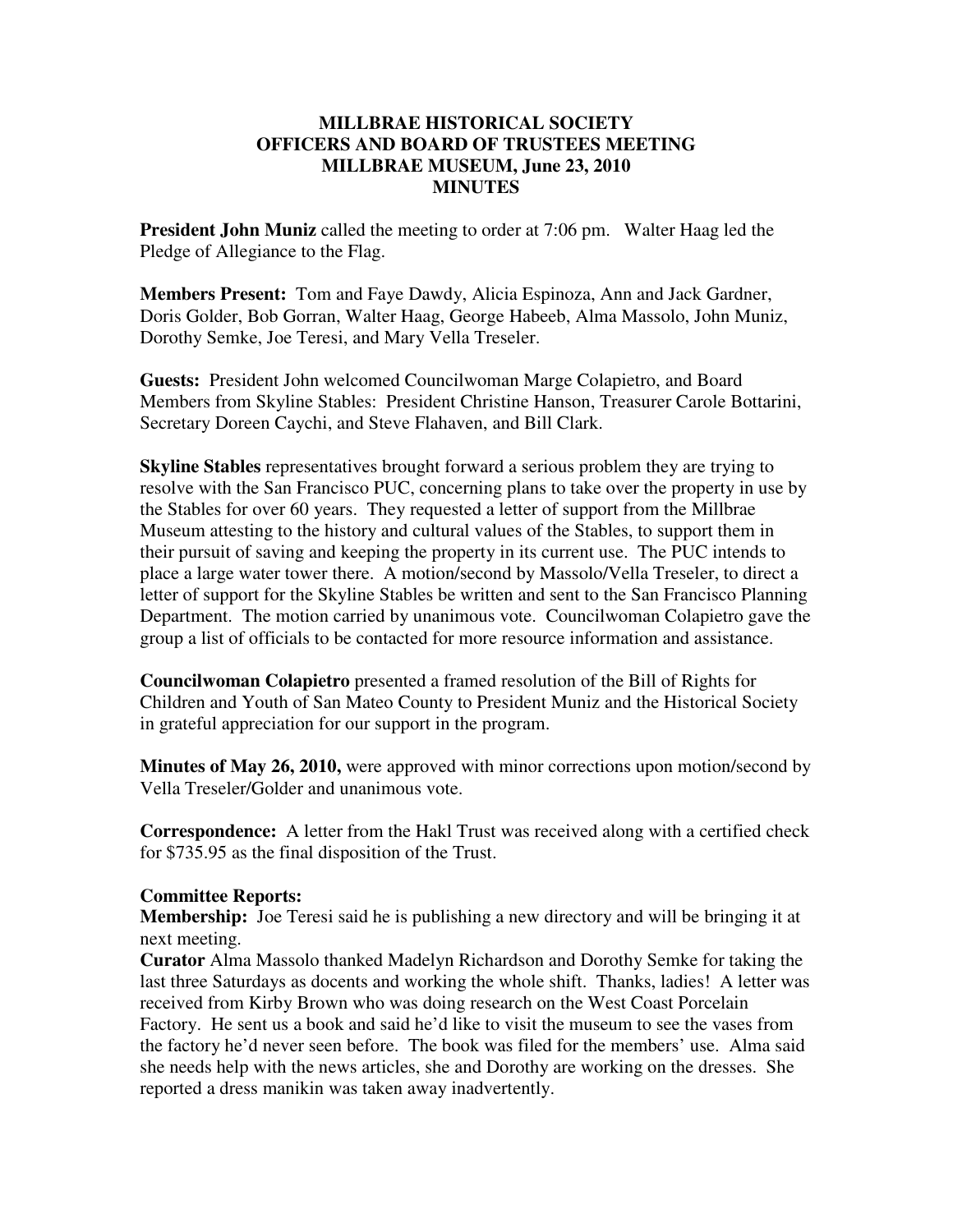# MILLBRAE HISTORICAL SOCIETY
## OFFICERS AND BOARD OF TRUSTEES MEETING
## MILLBRAE MUSEUM, June 23, 2010
## MINUTES

**President John Muniz** called the meeting to order at 7:06 pm. Walter Haag led the Pledge of Allegiance to the Flag.

**Members Present:** Tom and Faye Dawdy, Alicia Espinoza, Ann and Jack Gardner, Doris Golder, Bob Gorran, Walter Haag, George Habeeb, Alma Massolo, John Muniz, Dorothy Semke, Joe Teresi, and Mary Vella Treseler.

**Guests:** President John welcomed Councilwoman Marge Colapietro, and Board Members from Skyline Stables: President Christine Hanson, Treasurer Carole Bottarini, Secretary Doreen Caychi, and Steve Flahaven, and Bill Clark.

**Skyline Stables** representatives brought forward a serious problem they are trying to resolve with the San Francisco PUC, concerning plans to take over the property in use by the Stables for over 60 years. They requested a letter of support from the Millbrae Museum attesting to the history and cultural values of the Stables, to support them in their pursuit of saving and keeping the property in its current use. The PUC intends to place a large water tower there. A motion/second by Massolo/Vella Treseler, to direct a letter of support for the Skyline Stables be written and sent to the San Francisco Planning Department. The motion carried by unanimous vote. Councilwoman Colapietro gave the group a list of officials to be contacted for more resource information and assistance.

**Councilwoman Colapietro** presented a framed resolution of the Bill of Rights for Children and Youth of San Mateo County to President Muniz and the Historical Society in grateful appreciation for our support in the program.

**Minutes of May 26, 2010,** were approved with minor corrections upon motion/second by Vella Treseler/Golder and unanimous vote.

**Correspondence:** A letter from the Hakl Trust was received along with a certified check for $735.95 as the final disposition of the Trust.

**Committee Reports:**

**Membership:** Joe Teresi said he is publishing a new directory and will be bringing it at next meeting.

**Curator** Alma Massolo thanked Madelyn Richardson and Dorothy Semke for taking the last three Saturdays as docents and working the whole shift. Thanks, ladies! A letter was received from Kirby Brown who was doing research on the West Coast Porcelain Factory. He sent us a book and said he'd like to visit the museum to see the vases from the factory he'd never seen before. The book was filed for the members' use. Alma said she needs help with the news articles, she and Dorothy are working on the dresses. She reported a dress manikin was taken away inadvertently.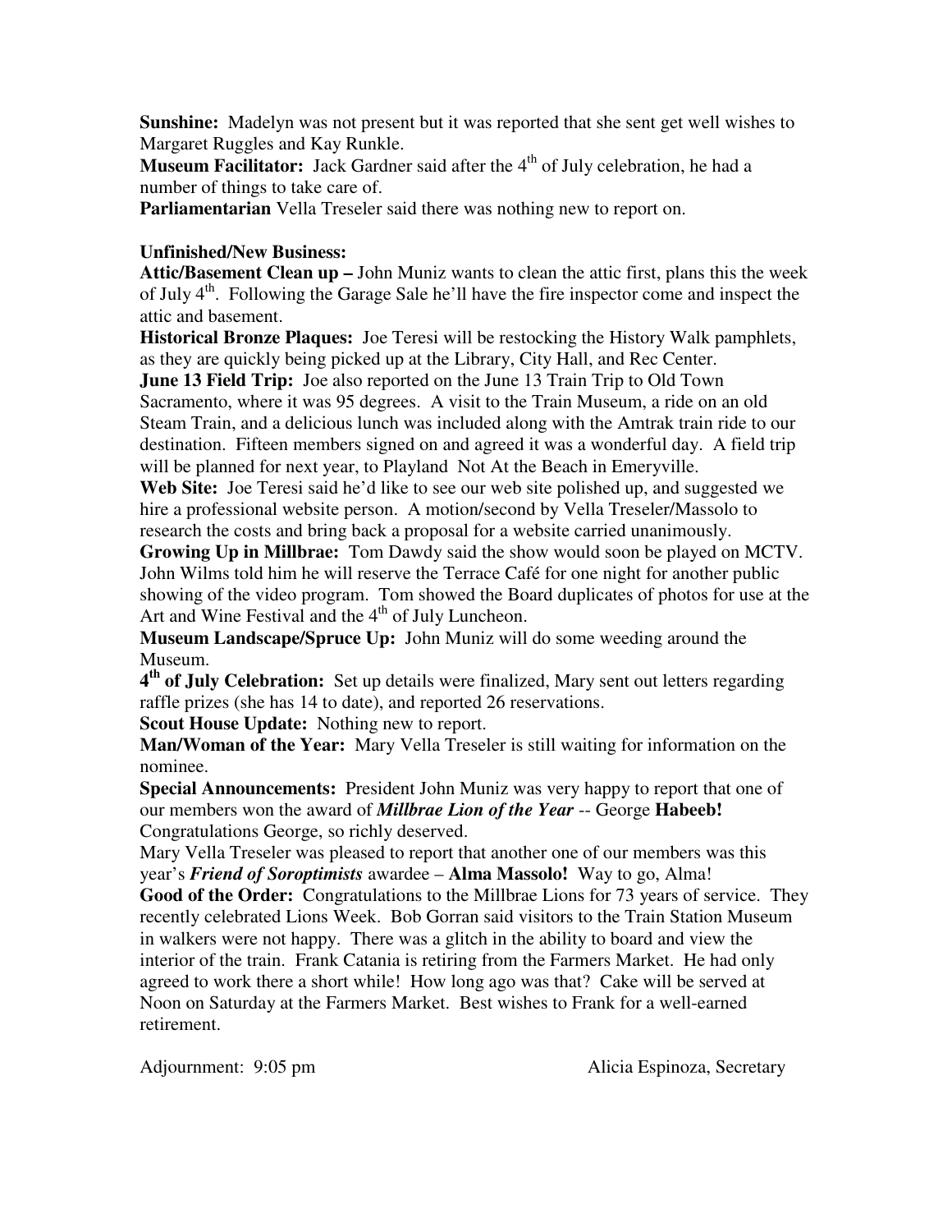**Sunshine:** Madelyn was not present but it was reported that she sent get well wishes to Margaret Ruggles and Kay Runkle.
**Museum Facilitator:** Jack Gardner said after the 4th of July celebration, he had a number of things to take care of.
**Parliamentarian** Vella Treseler said there was nothing new to report on.

**Unfinished/New Business:**
**Attic/Basement Clean up –** John Muniz wants to clean the attic first, plans this the week of July 4th. Following the Garage Sale he'll have the fire inspector come and inspect the attic and basement.
**Historical Bronze Plaques:** Joe Teresi will be restocking the History Walk pamphlets, as they are quickly being picked up at the Library, City Hall, and Rec Center.
**June 13 Field Trip:** Joe also reported on the June 13 Train Trip to Old Town Sacramento, where it was 95 degrees. A visit to the Train Museum, a ride on an old Steam Train, and a delicious lunch was included along with the Amtrak train ride to our destination. Fifteen members signed on and agreed it was a wonderful day. A field trip will be planned for next year, to Playland Not At the Beach in Emeryville.
**Web Site:** Joe Teresi said he'd like to see our web site polished up, and suggested we hire a professional website person. A motion/second by Vella Treseler/Massolo to research the costs and bring back a proposal for a website carried unanimously.
**Growing Up in Millbrae:** Tom Dawdy said the show would soon be played on MCTV. John Wilms told him he will reserve the Terrace Café for one night for another public showing of the video program. Tom showed the Board duplicates of photos for use at the Art and Wine Festival and the 4th of July Luncheon.
**Museum Landscape/Spruce Up:** John Muniz will do some weeding around the Museum.
**4th of July Celebration:** Set up details were finalized, Mary sent out letters regarding raffle prizes (she has 14 to date), and reported 26 reservations.
**Scout House Update:** Nothing new to report.
**Man/Woman of the Year:** Mary Vella Treseler is still waiting for information on the nominee.
**Special Announcements:** President John Muniz was very happy to report that one of our members won the award of ***Millbrae Lion of the Year*** -- George **Habeeb!** Congratulations George, so richly deserved.
Mary Vella Treseler was pleased to report that another one of our members was this year's ***Friend of Soroptimists*** awardee – **Alma Massolo!** Way to go, Alma!
**Good of the Order:** Congratulations to the Millbrae Lions for 73 years of service. They recently celebrated Lions Week. Bob Gorran said visitors to the Train Station Museum in walkers were not happy. There was a glitch in the ability to board and view the interior of the train. Frank Catania is retiring from the Farmers Market. He had only agreed to work there a short while! How long ago was that? Cake will be served at Noon on Saturday at the Farmers Market. Best wishes to Frank for a well-earned retirement.

Adjournment: 9:05 pm

Alicia Espinoza, Secretary